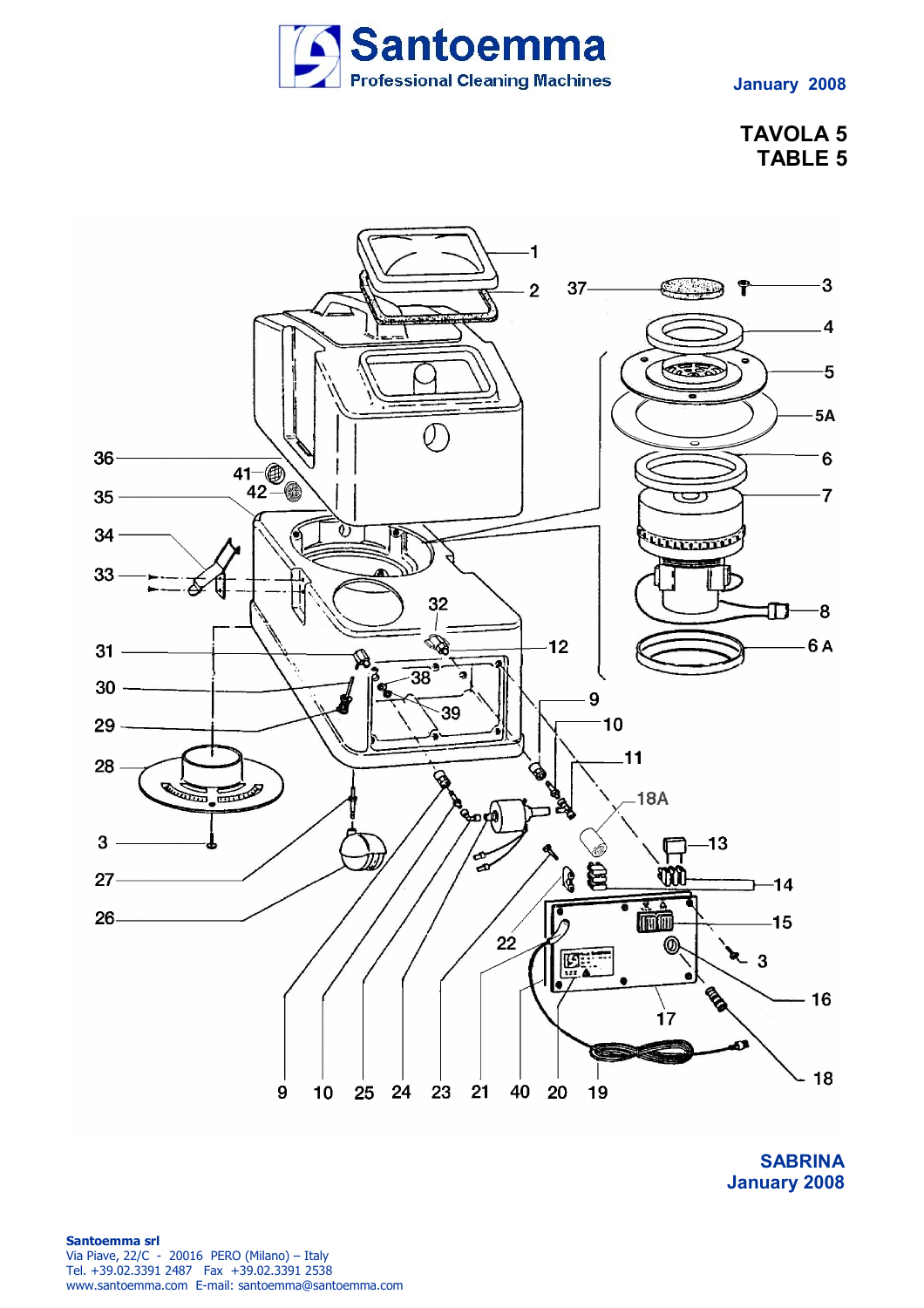# Santoemma

Professional Cleaning Machines

January 2008

## TAVOLA 5
## TABLE 5

1, 2, 37, 3, 4, 5, 5A, 6, 7, 8, 6 A, 36, 41, 42, 35, 34, 33, 32, 12, 31, 38, 30, 39, 9, 10, 29, 11, 28, 18A, 3, 13, 14, 27, 26, 15, 3, 22, 16, 17, 18, 9, 10, 25, 24, 23, 21, 40, 20, 19

**SABRINA**
**January 2008**

**Santoemma srl**
Via Piave, 22/C - 20016 PERO (Milano) – Italy
Tel. +39.02.3391 2487 Fax +39.02.3391 2538
www.santoemma.com E-mail: santoemma@santoemma.com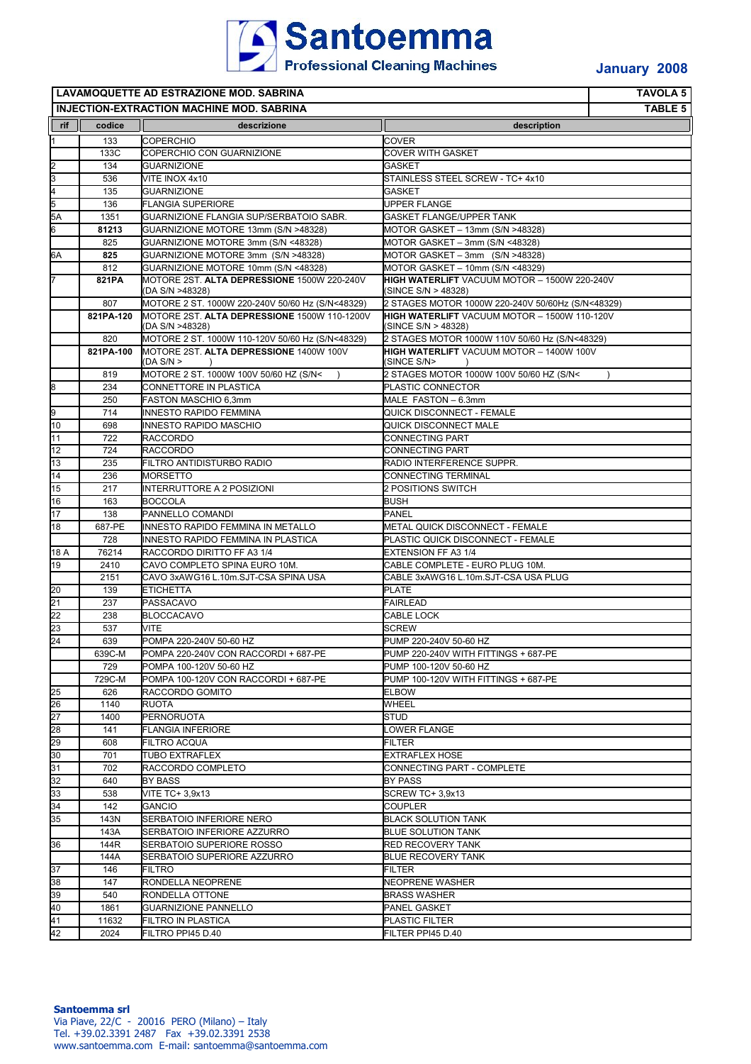# Santoemma

**Professional Cleaning Machines**

**January 2008**

| LAVAMOQUETTE AD ESTRAZIONE MOD. SABRINA | | | TAVOLA 5 |
|---|---|---|---|
| **INJECTION-EXTRACTION MACHINE MOD. SABRINA** | | | **TABLE 5** |
| **rif** | **codice** | **descrizione** | **description** |
| 1 | 133 | COPERCHIO | COVER |
| | 133C | COPERCHIO CON GUARNIZIONE | COVER WITH GASKET |
| 2 | 134 | GUARNIZIONE | GASKET |
| 3 | 536 | VITE INOX 4x10 | STAINLESS STEEL SCREW - TC+ 4x10 |
| 4 | 135 | GUARNIZIONE | GASKET |
| 5 | 136 | FLANGIA SUPERIORE | UPPER FLANGE |
| 5A | 1351 | GUARNIZIONE FLANGIA SUP/SERBATOIO SABR. | GASKET FLANGE/UPPER TANK |
| 6 | **81213** | GUARNIZIONE MOTORE 13mm (S/N >48328) | MOTOR GASKET – 13mm (S/N >48328) |
| | 825 | GUARNIZIONE MOTORE 3mm (S/N <48328) | MOTOR GASKET – 3mm (S/N <48328) |
| 6A | **825** | GUARNIZIONE MOTORE 3mm (S/N >48328) | MOTOR GASKET – 3mm (S/N >48328) |
| | 812 | GUARNIZIONE MOTORE 10mm (S/N <48328) | MOTOR GASKET – 10mm (S/N <48329) |
| 7 | **821PA** | MOTORE 2ST. **ALTA DEPRESSIONE** 1500W 220-240V (DA S/N >48328) | **HIGH WATERLIFT** VACUUM MOTOR – 1500W 220-240V (SINCE S/N > 48328) |
| | 807 | MOTORE 2 ST. 1000W 220-240V 50/60 Hz (S/N<48329) | 2 STAGES MOTOR 1000W 220-240V 50/60Hz (S/N<48329) |
| | **821PA-120** | MOTORE 2ST. **ALTA DEPRESSIONE** 1500W 110-1200V (DA S/N >48328) | **HIGH WATERLIFT** VACUUM MOTOR – 1500W 110-120V (SINCE S/N > 48328) |
| | 820 | MOTORE 2 ST. 1000W 110-120V 50/60 Hz (S/N<48329) | 2 STAGES MOTOR 1000W 110V 50/60 Hz (S/N<48329) |
| | **821PA-100** | MOTORE 2ST. **ALTA DEPRESSIONE** 1400W 100V (DA S/N > ) | **HIGH WATERLIFT** VACUUM MOTOR – 1400W 100V (SINCE S/N> ) |
| | 819 | MOTORE 2 ST. 1000W 100V 50/60 HZ (S/N< ) | 2 STAGES MOTOR 1000W 100V 50/60 HZ (S/N< ) |
| 8 | 234 | CONNETTORE IN PLASTICA | PLASTIC CONNECTOR |
| | 250 | FASTON MASCHIO 6,3mm | MALE FASTON – 6.3mm |
| 9 | 714 | INNESTO RAPIDO FEMMINA | QUICK DISCONNECT - FEMALE |
| 10 | 698 | INNESTO RAPIDO MASCHIO | QUICK DISCONNECT MALE |
| 11 | 722 | RACCORDO | CONNECTING PART |
| 12 | 724 | RACCORDO | CONNECTING PART |
| 13 | 235 | FILTRO ANTIDISTURBO RADIO | RADIO INTERFERENCE SUPPR. |
| 14 | 236 | MORSETTO | CONNECTING TERMINAL |
| 15 | 217 | INTERRUTTORE A 2 POSIZIONI | 2 POSITIONS SWITCH |
| 16 | 163 | BOCCOLA | BUSH |
| 17 | 138 | PANNELLO COMANDI | PANEL |
| 18 | 687-PE | INNESTO RAPIDO FEMMINA IN METALLO | METAL QUICK DISCONNECT - FEMALE |
| | 728 | INNESTO RAPIDO FEMMINA IN PLASTICA | PLASTIC QUICK DISCONNECT - FEMALE |
| 18 A | 76214 | RACCORDO DIRITTO FF A3 1/4 | EXTENSION FF A3 1/4 |
| 19 | 2410 | CAVO COMPLETO SPINA EURO 10M. | CABLE COMPLETE - EURO PLUG 10M. |
| | 2151 | CAVO 3xAWG16 L.10m.SJT-CSA SPINA USA | CABLE 3xAWG16 L.10m.SJT-CSA USA PLUG |
| 20 | 139 | ETICHETTA | PLATE |
| 21 | 237 | PASSACAVO | FAIRLEAD |
| 22 | 238 | BLOCCACAVO | CABLE LOCK |
| 23 | 537 | VITE | SCREW |
| 24 | 639 | POMPA 220-240V 50-60 HZ | PUMP 220-240V 50-60 HZ |
| | 639C-M | POMPA 220-240V CON RACCORDI + 687-PE | PUMP 220-240V WITH FITTINGS + 687-PE |
| | 729 | POMPA 100-120V 50-60 HZ | PUMP 100-120V 50-60 HZ |
| | 729C-M | POMPA 100-120V CON RACCORDI + 687-PE | PUMP 100-120V WITH FITTINGS + 687-PE |
| 25 | 626 | RACCORDO GOMITO | ELBOW |
| 26 | 1140 | RUOTA | WHEEL |
| 27 | 1400 | PERNORUOTA | STUD |
| 28 | 141 | FLANGIA INFERIORE | LOWER FLANGE |
| 29 | 608 | FILTRO ACQUA | FILTER |
| 30 | 701 | TUBO EXTRAFLEX | EXTRAFLEX HOSE |
| 31 | 702 | RACCORDO COMPLETO | CONNECTING PART - COMPLETE |
| 32 | 640 | BY BASS | BY PASS |
| 33 | 538 | VITE TC+ 3,9x13 | SCREW TC+ 3,9x13 |
| 34 | 142 | GANCIO | COUPLER |
| 35 | 143N | SERBATOIO INFERIORE NERO | BLACK SOLUTION TANK |
| | 143A | SERBATOIO INFERIORE AZZURRO | BLUE SOLUTION TANK |
| 36 | 144R | SERBATOIO SUPERIORE ROSSO | RED RECOVERY TANK |
| | 144A | SERBATOIO SUPERIORE AZZURRO | BLUE RECOVERY TANK |
| 37 | 146 | FILTRO | FILTER |
| 38 | 147 | RONDELLA NEOPRENE | NEOPRENE WASHER |
| 39 | 540 | RONDELLA OTTONE | BRASS WASHER |
| 40 | 1861 | GUARNIZIONE PANNELLO | PANEL GASKET |
| 41 | 11632 | FILTRO IN PLASTICA | PLASTIC FILTER |
| 42 | 2024 | FILTRO PPI45 D.40 | FILTER PPI45 D.40 |

**Santoemma srl**
Via Piave, 22/C - 20016 PERO (Milano) – Italy
Tel. +39.02.3391 2487 Fax +39.02.3391 2538
www.santoemma.com E-mail: santoemma@santoemma.com